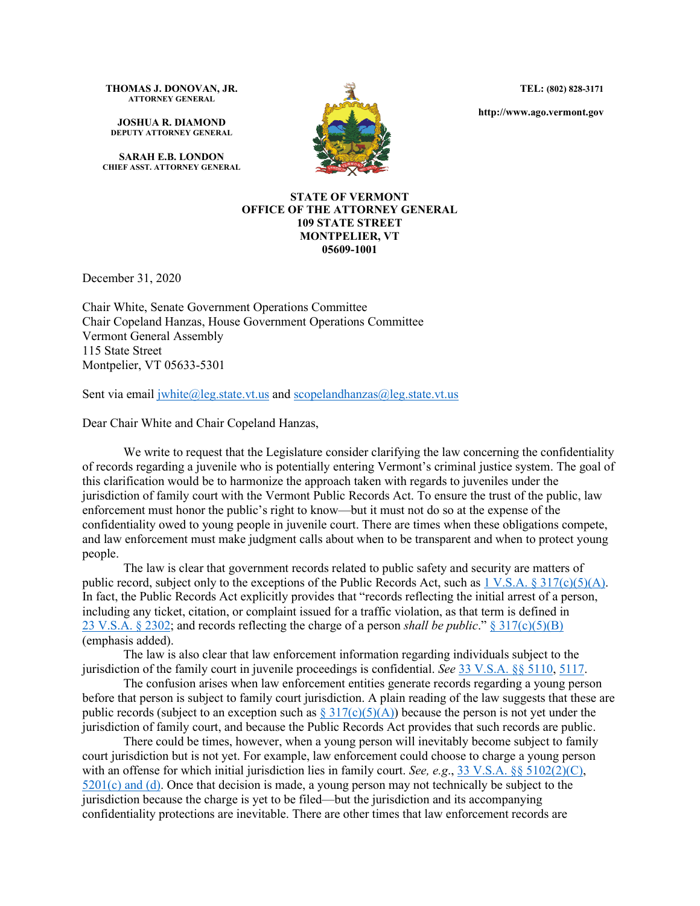**THOMAS J. DONOVAN, JR.**
**ATTORNEY GENERAL**

**JOSHUA R. DIAMOND**
**DEPUTY ATTORNEY GENERAL**

**SARAH E.B. LONDON**
**CHIEF ASST. ATTORNEY GENERAL**

**TEL: (802) 828-3171**

**http://www.ago.vermont.gov**

**STATE OF VERMONT**
**OFFICE OF THE ATTORNEY GENERAL**
**109 STATE STREET**
**MONTPELIER, VT**
**05609-1001**

December 31, 2020

Chair White, Senate Government Operations Committee
Chair Copeland Hanzas, House Government Operations Committee
Vermont General Assembly
115 State Street
Montpelier, VT 05633-5301

Sent via email jwhite@leg.state.vt.us and scopelandhanzas@leg.state.vt.us

Dear Chair White and Chair Copeland Hanzas,

We write to request that the Legislature consider clarifying the law concerning the confidentiality of records regarding a juvenile who is potentially entering Vermont's criminal justice system. The goal of this clarification would be to harmonize the approach taken with regards to juveniles under the jurisdiction of family court with the Vermont Public Records Act. To ensure the trust of the public, law enforcement must honor the public's right to know—but it must not do so at the expense of the confidentiality owed to young people in juvenile court. There are times when these obligations compete, and law enforcement must make judgment calls about when to be transparent and when to protect young people.

The law is clear that government records related to public safety and security are matters of public record, subject only to the exceptions of the Public Records Act, such as 1 V.S.A. § 317(c)(5)(A). In fact, the Public Records Act explicitly provides that "records reflecting the initial arrest of a person, including any ticket, citation, or complaint issued for a traffic violation, as that term is defined in 23 V.S.A. § 2302; and records reflecting the charge of a person *shall be public*." § 317(c)(5)(B) (emphasis added).

The law is also clear that law enforcement information regarding individuals subject to the jurisdiction of the family court in juvenile proceedings is confidential. *See* 33 V.S.A. §§ 5110, 5117.

The confusion arises when law enforcement entities generate records regarding a young person before that person is subject to family court jurisdiction. A plain reading of the law suggests that these are public records (subject to an exception such as § 317(c)(5)(A)) because the person is not yet under the jurisdiction of family court, and because the Public Records Act provides that such records are public.

There could be times, however, when a young person will inevitably become subject to family court jurisdiction but is not yet. For example, law enforcement could choose to charge a young person with an offense for which initial jurisdiction lies in family court. *See, e.g.*, 33 V.S.A. §§ 5102(2)(C), 5201(c) and (d). Once that decision is made, a young person may not technically be subject to the jurisdiction because the charge is yet to be filed—but the jurisdiction and its accompanying confidentiality protections are inevitable. There are other times that law enforcement records are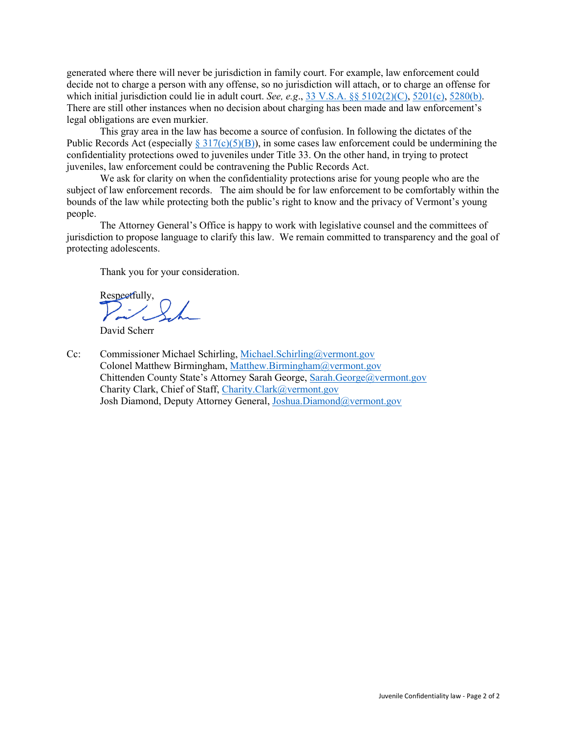generated where there will never be jurisdiction in family court. For example, law enforcement could decide not to charge a person with any offense, so no jurisdiction will attach, or to charge an offense for which initial jurisdiction could lie in adult court. *See, e.g.*, 33 V.S.A. §§ 5102(2)(C), 5201(c), 5280(b). There are still other instances when no decision about charging has been made and law enforcement's legal obligations are even murkier.

This gray area in the law has become a source of confusion. In following the dictates of the Public Records Act (especially § 317(c)(5)(B)), in some cases law enforcement could be undermining the confidentiality protections owed to juveniles under Title 33. On the other hand, in trying to protect juveniles, law enforcement could be contravening the Public Records Act.

We ask for clarity on when the confidentiality protections arise for young people who are the subject of law enforcement records. The aim should be for law enforcement to be comfortably within the bounds of the law while protecting both the public's right to know and the privacy of Vermont's young people.

The Attorney General's Office is happy to work with legislative counsel and the committees of jurisdiction to propose language to clarify this law. We remain committed to transparency and the goal of protecting adolescents.

Thank you for your consideration.

Respectfully,

David Scherr

Cc: Commissioner Michael Schirling, Michael.Schirling@vermont.gov
Colonel Matthew Birmingham, Matthew.Birmingham@vermont.gov
Chittenden County State's Attorney Sarah George, Sarah.George@vermont.gov
Charity Clark, Chief of Staff, Charity.Clark@vermont.gov
Josh Diamond, Deputy Attorney General, Joshua.Diamond@vermont.gov